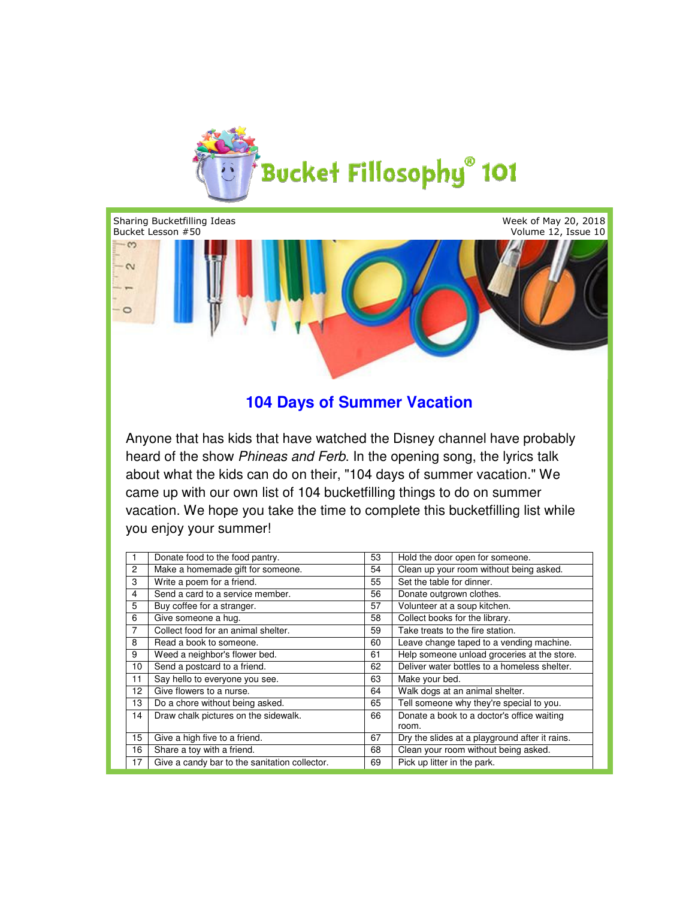# Bucket Fillosophy® 101

Sharing Bucketfilling Ideas
Bucket Lesson #50

Week of May 20, 2018
Volume 12, Issue 10

## 104 Days of Summer Vacation

Anyone that has kids that have watched the Disney channel have probably heard of the show *Phineas and Ferb*. In the opening song, the lyrics talk about what the kids can do on their, "104 days of summer vacation." We came up with our own list of 104 bucketfilling things to do on summer vacation. We hope you take the time to complete this bucketfilling list while you enjoy your summer!

| 1 | Donate food to the food pantry. | 53 | Hold the door open for someone. |
|---|---|---|---|
| 2 | Make a homemade gift for someone. | 54 | Clean up your room without being asked. |
| 3 | Write a poem for a friend. | 55 | Set the table for dinner. |
| 4 | Send a card to a service member. | 56 | Donate outgrown clothes. |
| 5 | Buy coffee for a stranger. | 57 | Volunteer at a soup kitchen. |
| 6 | Give someone a hug. | 58 | Collect books for the library. |
| 7 | Collect food for an animal shelter. | 59 | Take treats to the fire station. |
| 8 | Read a book to someone. | 60 | Leave change taped to a vending machine. |
| 9 | Weed a neighbor's flower bed. | 61 | Help someone unload groceries at the store. |
| 10 | Send a postcard to a friend. | 62 | Deliver water bottles to a homeless shelter. |
| 11 | Say hello to everyone you see. | 63 | Make your bed. |
| 12 | Give flowers to a nurse. | 64 | Walk dogs at an animal shelter. |
| 13 | Do a chore without being asked. | 65 | Tell someone why they're special to you. |
| 14 | Draw chalk pictures on the sidewalk. | 66 | Donate a book to a doctor's office waiting room. |
| 15 | Give a high five to a friend. | 67 | Dry the slides at a playground after it rains. |
| 16 | Share a toy with a friend. | 68 | Clean your room without being asked. |
| 17 | Give a candy bar to the sanitation collector. | 69 | Pick up litter in the park. |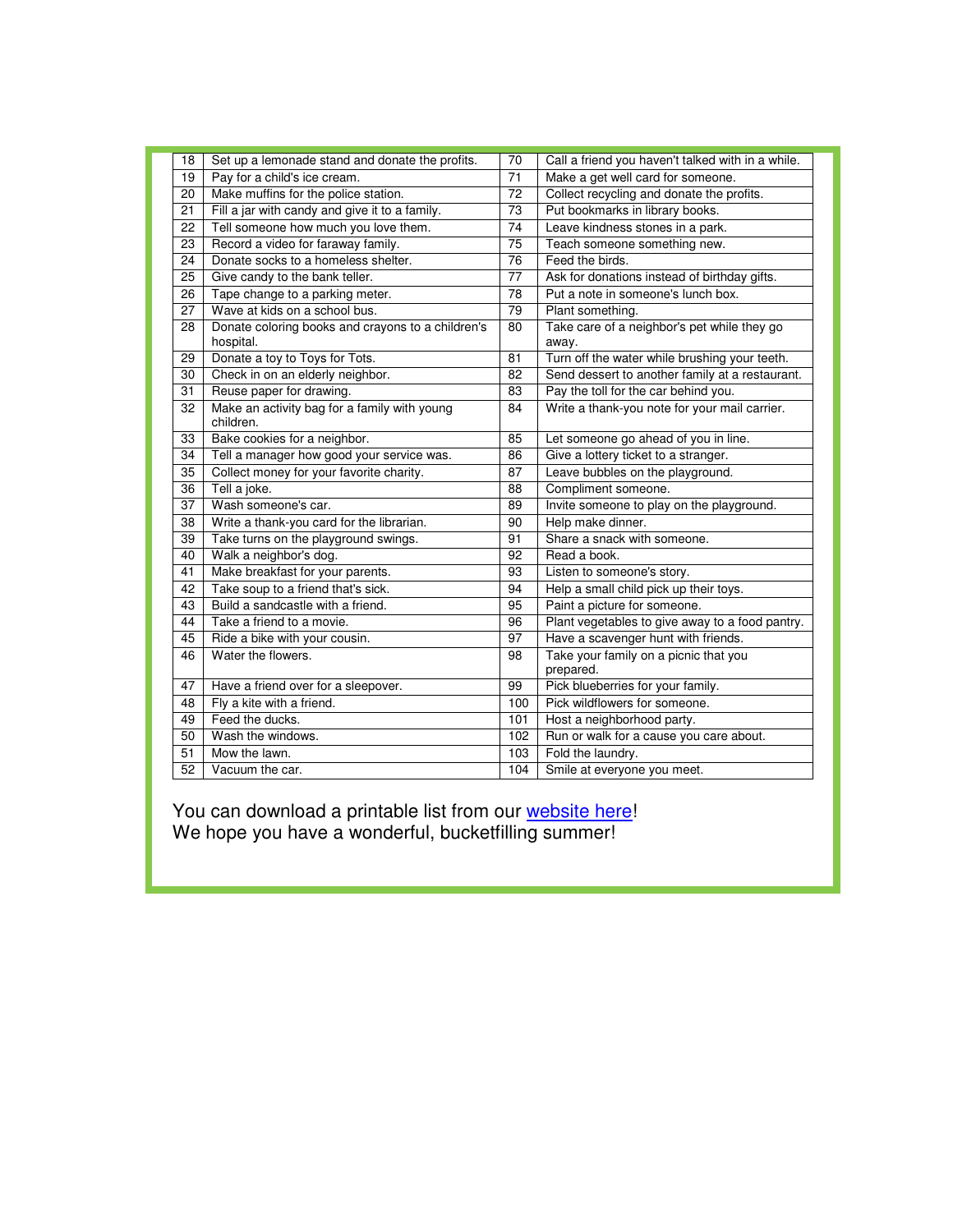| | | | |
|---|---|---|---|
| 18 | Set up a lemonade stand and donate the profits. | 70 | Call a friend you haven't talked with in a while. |
| 19 | Pay for a child's ice cream. | 71 | Make a get well card for someone. |
| 20 | Make muffins for the police station. | 72 | Collect recycling and donate the profits. |
| 21 | Fill a jar with candy and give it to a family. | 73 | Put bookmarks in library books. |
| 22 | Tell someone how much you love them. | 74 | Leave kindness stones in a park. |
| 23 | Record a video for faraway family. | 75 | Teach someone something new. |
| 24 | Donate socks to a homeless shelter. | 76 | Feed the birds. |
| 25 | Give candy to the bank teller. | 77 | Ask for donations instead of birthday gifts. |
| 26 | Tape change to a parking meter. | 78 | Put a note in someone's lunch box. |
| 27 | Wave at kids on a school bus. | 79 | Plant something. |
| 28 | Donate coloring books and crayons to a children's hospital. | 80 | Take care of a neighbor's pet while they go away. |
| 29 | Donate a toy to Toys for Tots. | 81 | Turn off the water while brushing your teeth. |
| 30 | Check in on an elderly neighbor. | 82 | Send dessert to another family at a restaurant. |
| 31 | Reuse paper for drawing. | 83 | Pay the toll for the car behind you. |
| 32 | Make an activity bag for a family with young children. | 84 | Write a thank-you note for your mail carrier. |
| 33 | Bake cookies for a neighbor. | 85 | Let someone go ahead of you in line. |
| 34 | Tell a manager how good your service was. | 86 | Give a lottery ticket to a stranger. |
| 35 | Collect money for your favorite charity. | 87 | Leave bubbles on the playground. |
| 36 | Tell a joke. | 88 | Compliment someone. |
| 37 | Wash someone's car. | 89 | Invite someone to play on the playground. |
| 38 | Write a thank-you card for the librarian. | 90 | Help make dinner. |
| 39 | Take turns on the playground swings. | 91 | Share a snack with someone. |
| 40 | Walk a neighbor's dog. | 92 | Read a book. |
| 41 | Make breakfast for your parents. | 93 | Listen to someone's story. |
| 42 | Take soup to a friend that's sick. | 94 | Help a small child pick up their toys. |
| 43 | Build a sandcastle with a friend. | 95 | Paint a picture for someone. |
| 44 | Take a friend to a movie. | 96 | Plant vegetables to give away to a food pantry. |
| 45 | Ride a bike with your cousin. | 97 | Have a scavenger hunt with friends. |
| 46 | Water the flowers. | 98 | Take your family on a picnic that you prepared. |
| 47 | Have a friend over for a sleepover. | 99 | Pick blueberries for your family. |
| 48 | Fly a kite with a friend. | 100 | Pick wildflowers for someone. |
| 49 | Feed the ducks. | 101 | Host a neighborhood party. |
| 50 | Wash the windows. | 102 | Run or walk for a cause you care about. |
| 51 | Mow the lawn. | 103 | Fold the laundry. |
| 52 | Vacuum the car. | 104 | Smile at everyone you meet. |

You can download a printable list from our website here!
We hope you have a wonderful, bucketfilling summer!